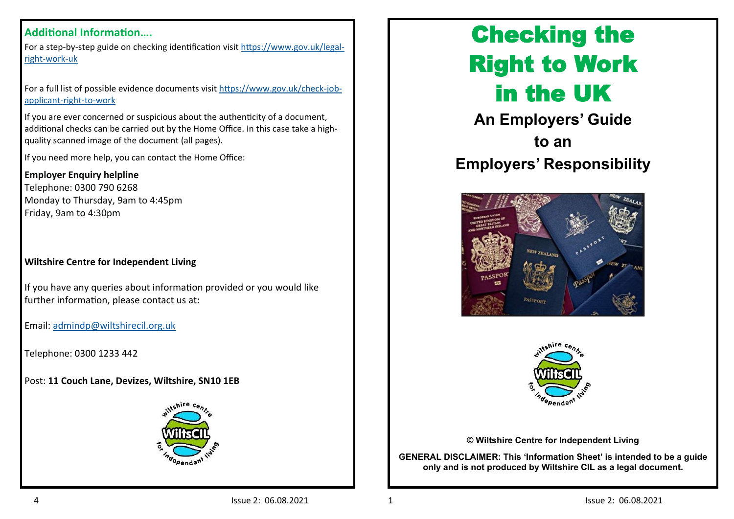## Additional Information….

For a step-by-step guide on checking identification visit [https://www.gov.uk/legal-right-work-uk](https://www.gov.uk/legal-right-work-uk)

For a full list of possible evidence documents visit [https://www.gov.uk/check-job-applicant-right-to-work](https://www.gov.uk/check-job-applicant-right-to-work)

If you are ever concerned or suspicious about the authenticity of a document, additional checks can be carried out by the Home Office. In this case take a high-quality scanned image of the document (all pages).

If you need more help, you can contact the Home Office:

**Employer Enquiry helpline**
Telephone: 0300 790 6268
Monday to Thursday, 9am to 4:45pm
Friday, 9am to 4:30pm

**Wiltshire Centre for Independent Living**

If you have any queries about information provided or you would like further information, please contact us at:

Email: [admindp@wiltshirecil.org.uk](mailto:admindp@wiltshirecil.org.uk)

Telephone: 0300 1233 442

Post: **11 Couch Lane, Devizes, Wiltshire, SN10 1EB**

# Checking the Right to Work in the UK

## An Employers' Guide to an Employers' Responsibility

**© Wiltshire Centre for Independent Living**

**GENERAL DISCLAIMER: This 'Information Sheet' is intended to be a guide only and is not produced by Wiltshire CIL as a legal document.**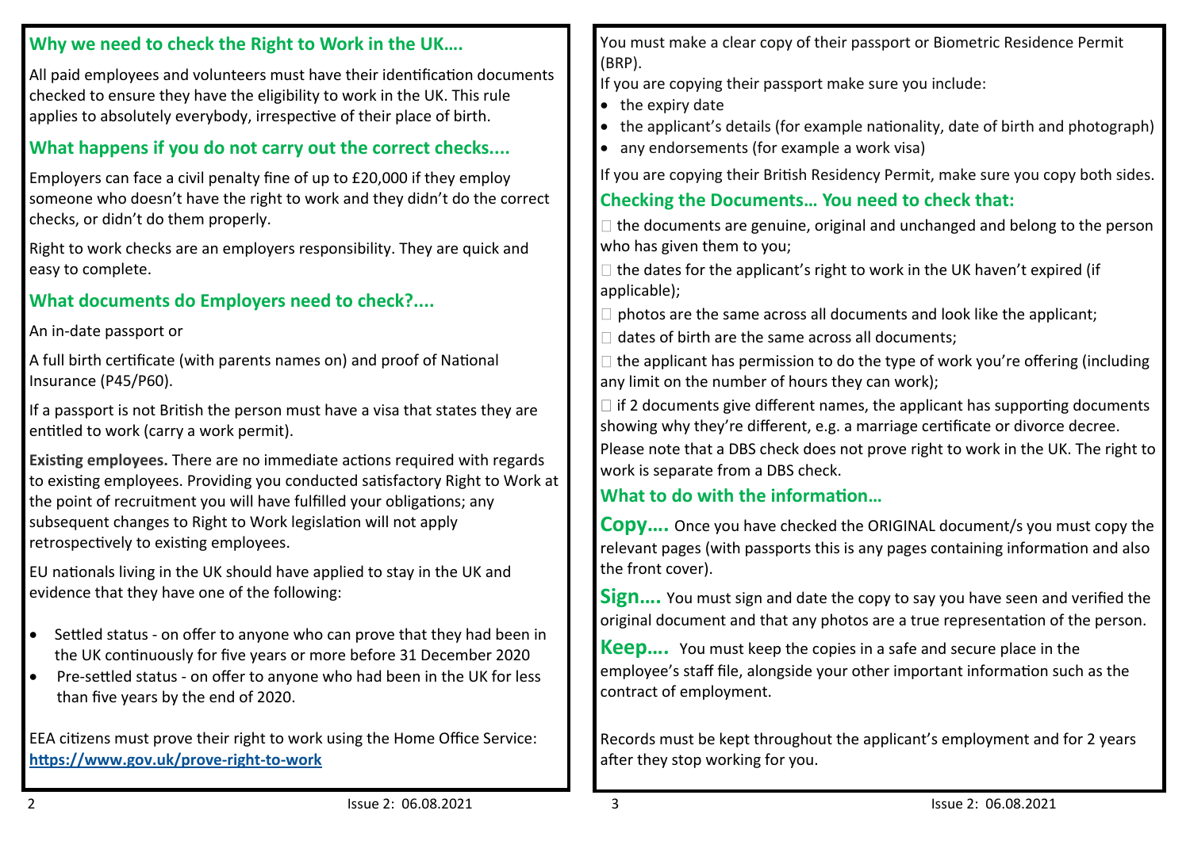## Why we need to check the Right to Work in the UK….

All paid employees and volunteers must have their identification documents checked to ensure they have the eligibility to work in the UK. This rule applies to absolutely everybody, irrespective of their place of birth.

## What happens if you do not carry out the correct checks....

Employers can face a civil penalty fine of up to £20,000 if they employ someone who doesn't have the right to work and they didn't do the correct checks, or didn't do them properly.

Right to work checks are an employers responsibility. They are quick and easy to complete.

## What documents do Employers need to check?....

An in-date passport or

A full birth certificate (with parents names on) and proof of National Insurance (P45/P60).

If a passport is not British the person must have a visa that states they are entitled to work (carry a work permit).

**Existing employees.** There are no immediate actions required with regards to existing employees. Providing you conducted satisfactory Right to Work at the point of recruitment you will have fulfilled your obligations; any subsequent changes to Right to Work legislation will not apply retrospectively to existing employees.

EU nationals living in the UK should have applied to stay in the UK and evidence that they have one of the following:

- Settled status - on offer to anyone who can prove that they had been in the UK continuously for five years or more before 31 December 2020
- Pre-settled status - on offer to anyone who had been in the UK for less than five years by the end of 2020.

EEA citizens must prove their right to work using the Home Office Service: **https://www.gov.uk/prove-right-to-work**

You must make a clear copy of their passport or Biometric Residence Permit (BRP).

If you are copying their passport make sure you include:

- the expiry date
- the applicant's details (for example nationality, date of birth and photograph)
- any endorsements (for example a work visa)

If you are copying their British Residency Permit, make sure you copy both sides.

## Checking the Documents… You need to check that:

- the documents are genuine, original and unchanged and belong to the person who has given them to you;
- the dates for the applicant's right to work in the UK haven't expired (if applicable);
- photos are the same across all documents and look like the applicant;
- dates of birth are the same across all documents;
- the applicant has permission to do the type of work you're offering (including any limit on the number of hours they can work);
- if 2 documents give different names, the applicant has supporting documents showing why they're different, e.g. a marriage certificate or divorce decree.

Please note that a DBS check does not prove right to work in the UK. The right to work is separate from a DBS check.

## What to do with the information…

**Copy….** Once you have checked the ORIGINAL document/s you must copy the relevant pages (with passports this is any pages containing information and also the front cover).

**Sign….** You must sign and date the copy to say you have seen and verified the original document and that any photos are a true representation of the person.

**Keep….** You must keep the copies in a safe and secure place in the employee's staff file, alongside your other important information such as the contract of employment.

Records must be kept throughout the applicant's employment and for 2 years after they stop working for you.